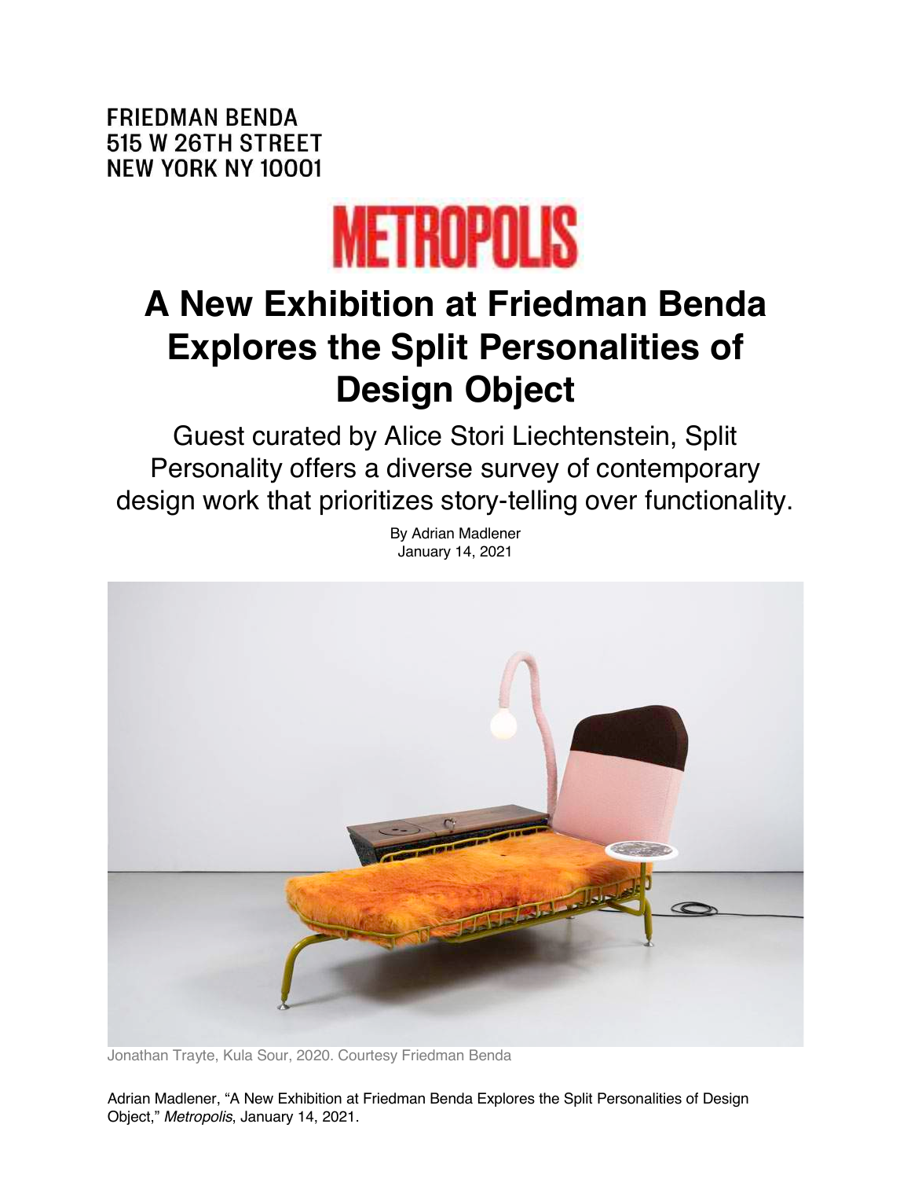FRIEDMAN BENDA
515 W 26TH STREET
NEW YORK NY 10001

METROPOLIS

# A New Exhibition at Friedman Benda Explores the Split Personalities of Design Object

Guest curated by Alice Stori Liechtenstein, Split Personality offers a diverse survey of contemporary design work that prioritizes story-telling over functionality.

By Adrian Madlener
January 14, 2021

Jonathan Trayte, Kula Sour, 2020. Courtesy Friedman Benda

Adrian Madlener, "A New Exhibition at Friedman Benda Explores the Split Personalities of Design Object," *Metropolis*, January 14, 2021.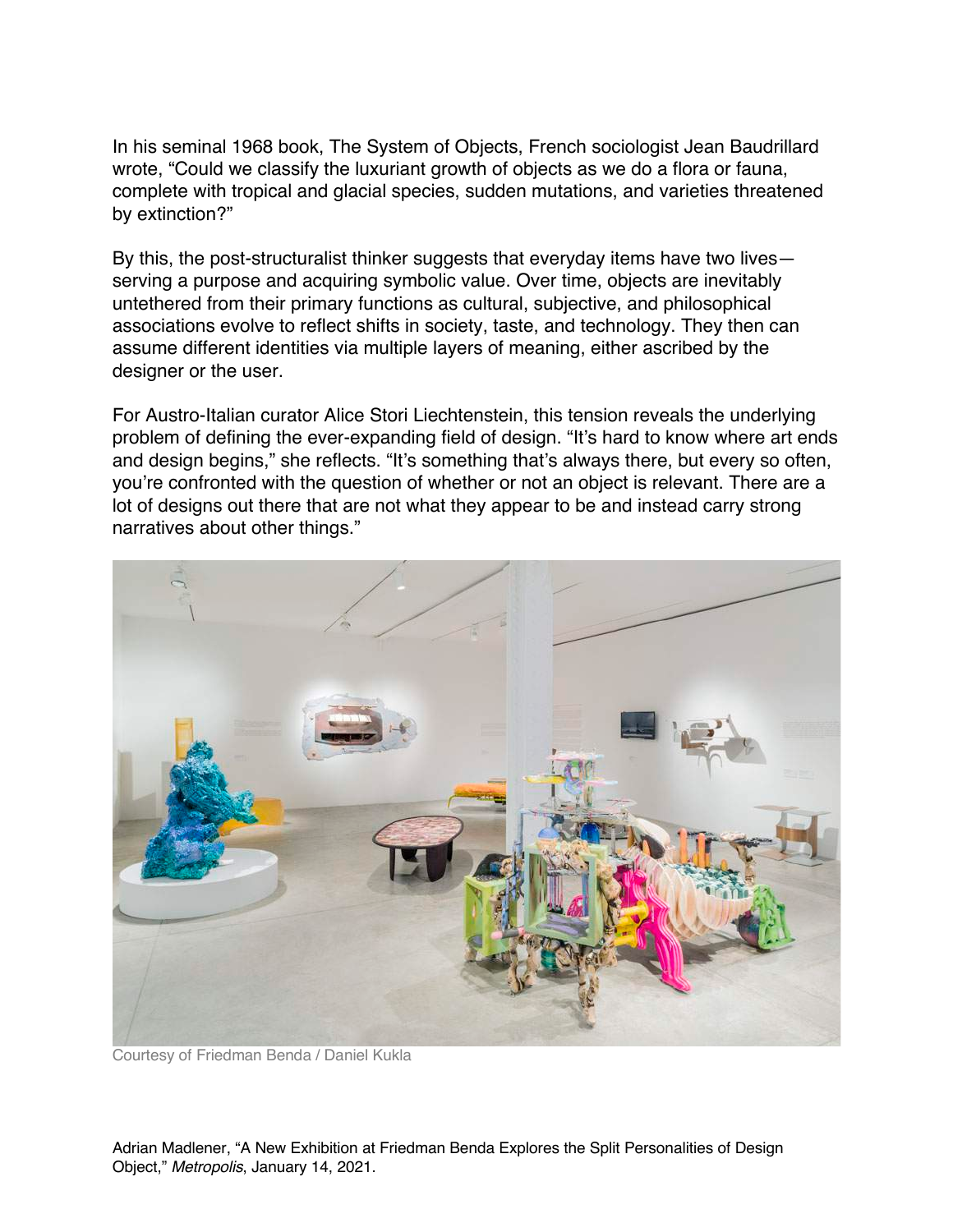In his seminal 1968 book, The System of Objects, French sociologist Jean Baudrillard wrote, “Could we classify the luxuriant growth of objects as we do a flora or fauna, complete with tropical and glacial species, sudden mutations, and varieties threatened by extinction?”

By this, the post-structuralist thinker suggests that everyday items have two lives—serving a purpose and acquiring symbolic value. Over time, objects are inevitably untethered from their primary functions as cultural, subjective, and philosophical associations evolve to reflect shifts in society, taste, and technology. They then can assume different identities via multiple layers of meaning, either ascribed by the designer or the user.

For Austro-Italian curator Alice Stori Liechtenstein, this tension reveals the underlying problem of defining the ever-expanding field of design. “It’s hard to know where art ends and design begins,” she reflects. “It’s something that’s always there, but every so often, you’re confronted with the question of whether or not an object is relevant. There are a lot of designs out there that are not what they appear to be and instead carry strong narratives about other things.”

Courtesy of Friedman Benda / Daniel Kukla

Adrian Madlener, “A New Exhibition at Friedman Benda Explores the Split Personalities of Design Object,” *Metropolis*, January 14, 2021.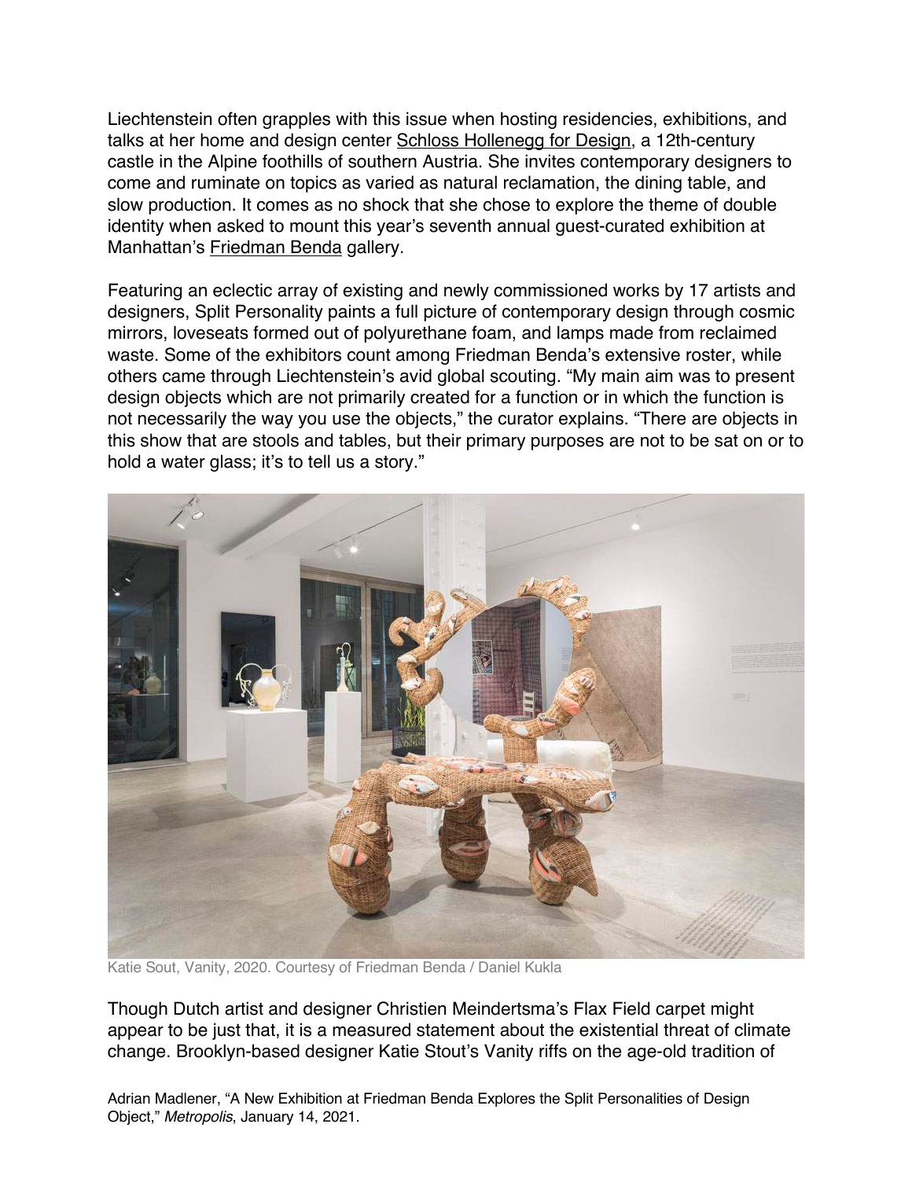Liechtenstein often grapples with this issue when hosting residencies, exhibitions, and talks at her home and design center Schloss Hollenegg for Design, a 12th-century castle in the Alpine foothills of southern Austria. She invites contemporary designers to come and ruminate on topics as varied as natural reclamation, the dining table, and slow production. It comes as no shock that she chose to explore the theme of double identity when asked to mount this year's seventh annual guest-curated exhibition at Manhattan's Friedman Benda gallery.

Featuring an eclectic array of existing and newly commissioned works by 17 artists and designers, Split Personality paints a full picture of contemporary design through cosmic mirrors, loveseats formed out of polyurethane foam, and lamps made from reclaimed waste. Some of the exhibitors count among Friedman Benda's extensive roster, while others came through Liechtenstein's avid global scouting. "My main aim was to present design objects which are not primarily created for a function or in which the function is not necessarily the way you use the objects," the curator explains. "There are objects in this show that are stools and tables, but their primary purposes are not to be sat on or to hold a water glass; it's to tell us a story."

Katie Sout, Vanity, 2020. Courtesy of Friedman Benda / Daniel Kukla

Though Dutch artist and designer Christien Meindertsma's Flax Field carpet might appear to be just that, it is a measured statement about the existential threat of climate change. Brooklyn-based designer Katie Stout's Vanity riffs on the age-old tradition of

Adrian Madlener, "A New Exhibition at Friedman Benda Explores the Split Personalities of Design Object," *Metropolis*, January 14, 2021.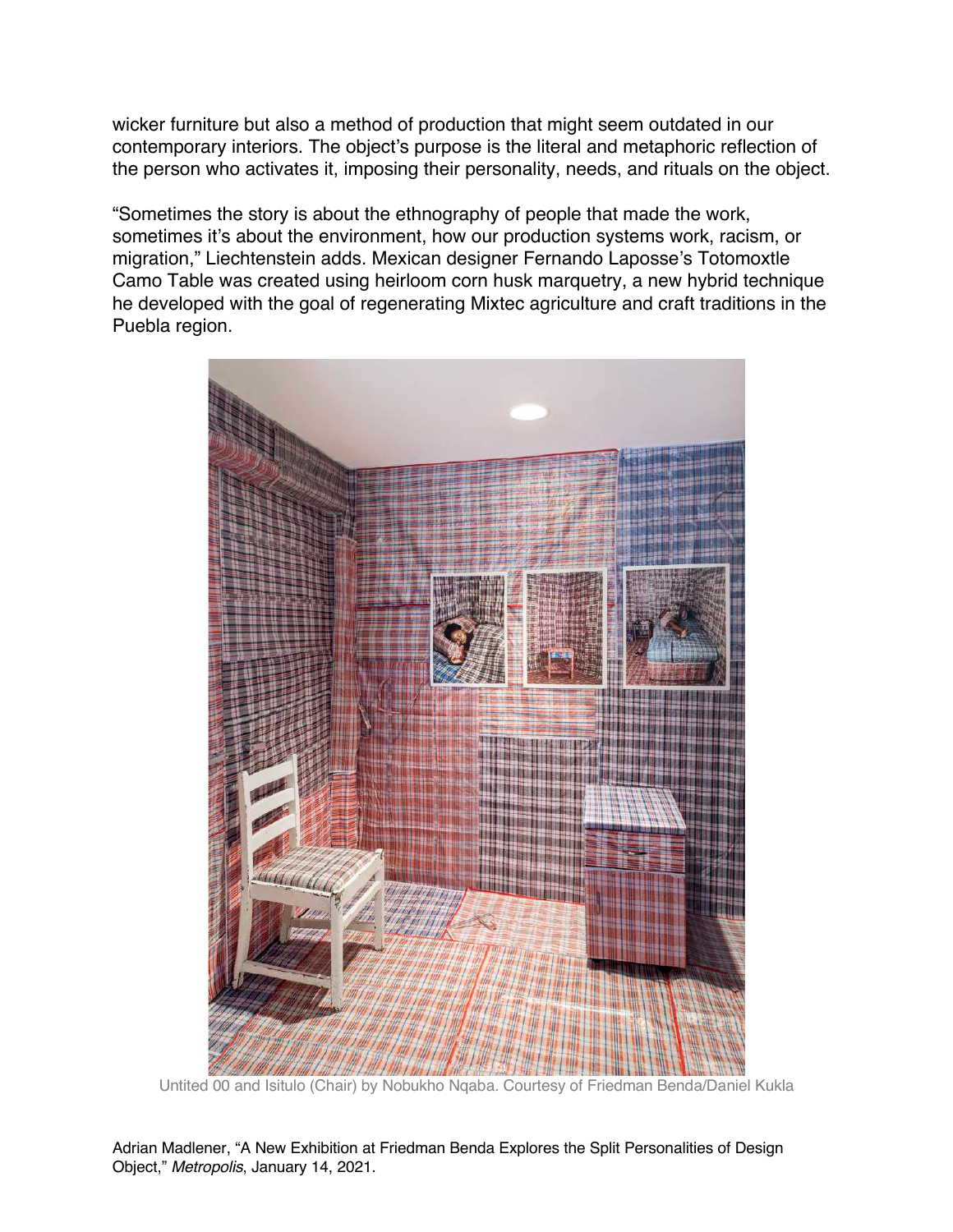wicker furniture but also a method of production that might seem outdated in our contemporary interiors. The object's purpose is the literal and metaphoric reflection of the person who activates it, imposing their personality, needs, and rituals on the object.

"Sometimes the story is about the ethnography of people that made the work, sometimes it's about the environment, how our production systems work, racism, or migration," Liechtenstein adds. Mexican designer Fernando Laposse's Totomoxtle Camo Table was created using heirloom corn husk marquetry, a new hybrid technique he developed with the goal of regenerating Mixtec agriculture and craft traditions in the Puebla region.

Untited 00 and Isitulo (Chair) by Nobukho Nqaba. Courtesy of Friedman Benda/Daniel Kukla

Adrian Madlener, "A New Exhibition at Friedman Benda Explores the Split Personalities of Design Object," *Metropolis*, January 14, 2021.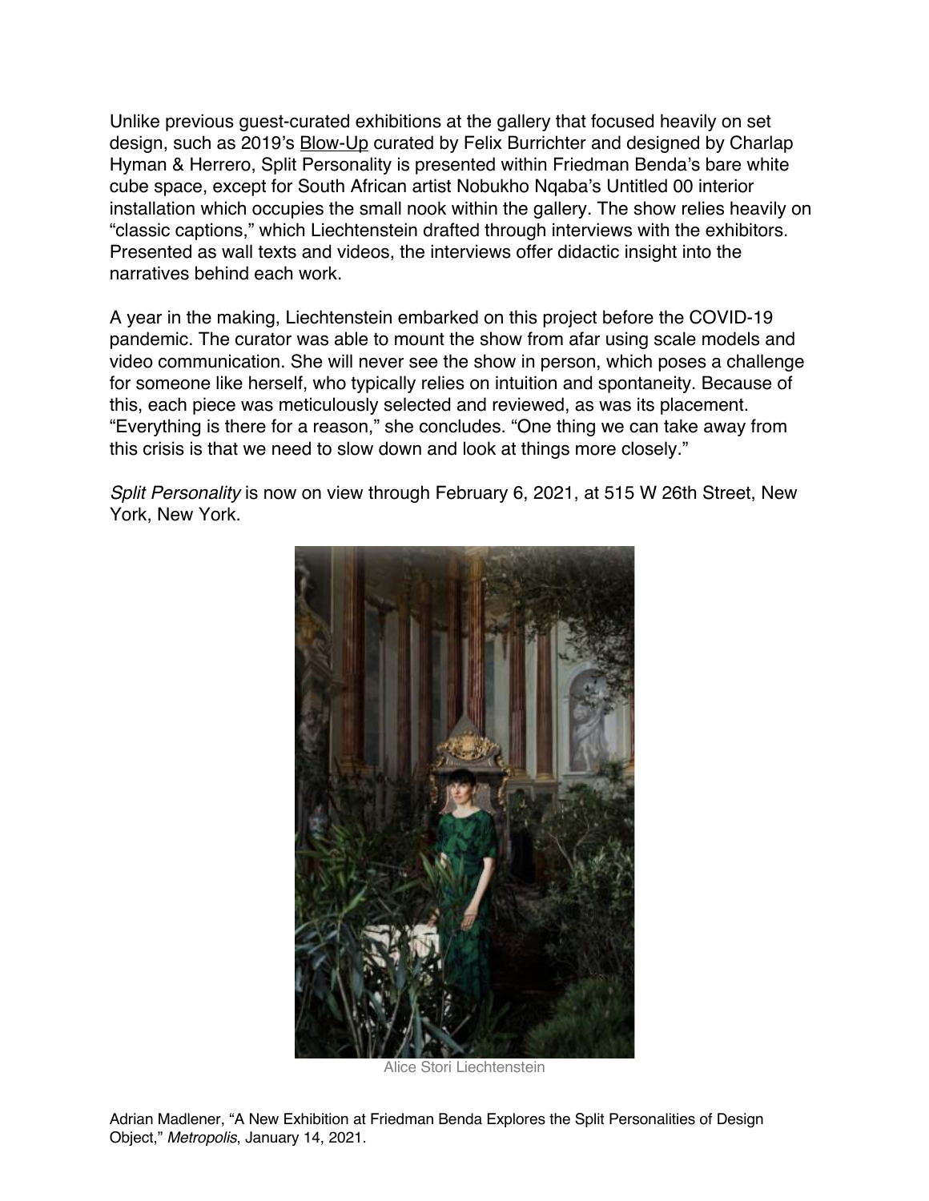Unlike previous guest-curated exhibitions at the gallery that focused heavily on set design, such as 2019's Blow-Up curated by Felix Burrichter and designed by Charlap Hyman & Herrero, Split Personality is presented within Friedman Benda's bare white cube space, except for South African artist Nobukho Nqaba's Untitled 00 interior installation which occupies the small nook within the gallery. The show relies heavily on "classic captions," which Liechtenstein drafted through interviews with the exhibitors. Presented as wall texts and videos, the interviews offer didactic insight into the narratives behind each work.

A year in the making, Liechtenstein embarked on this project before the COVID-19 pandemic. The curator was able to mount the show from afar using scale models and video communication. She will never see the show in person, which poses a challenge for someone like herself, who typically relies on intuition and spontaneity. Because of this, each piece was meticulously selected and reviewed, as was its placement. "Everything is there for a reason," she concludes. "One thing we can take away from this crisis is that we need to slow down and look at things more closely."

*Split Personality* is now on view through February 6, 2021, at 515 W 26th Street, New York, New York.

Alice Stori Liechtenstein

Adrian Madlener, "A New Exhibition at Friedman Benda Explores the Split Personalities of Design Object," *Metropolis*, January 14, 2021.